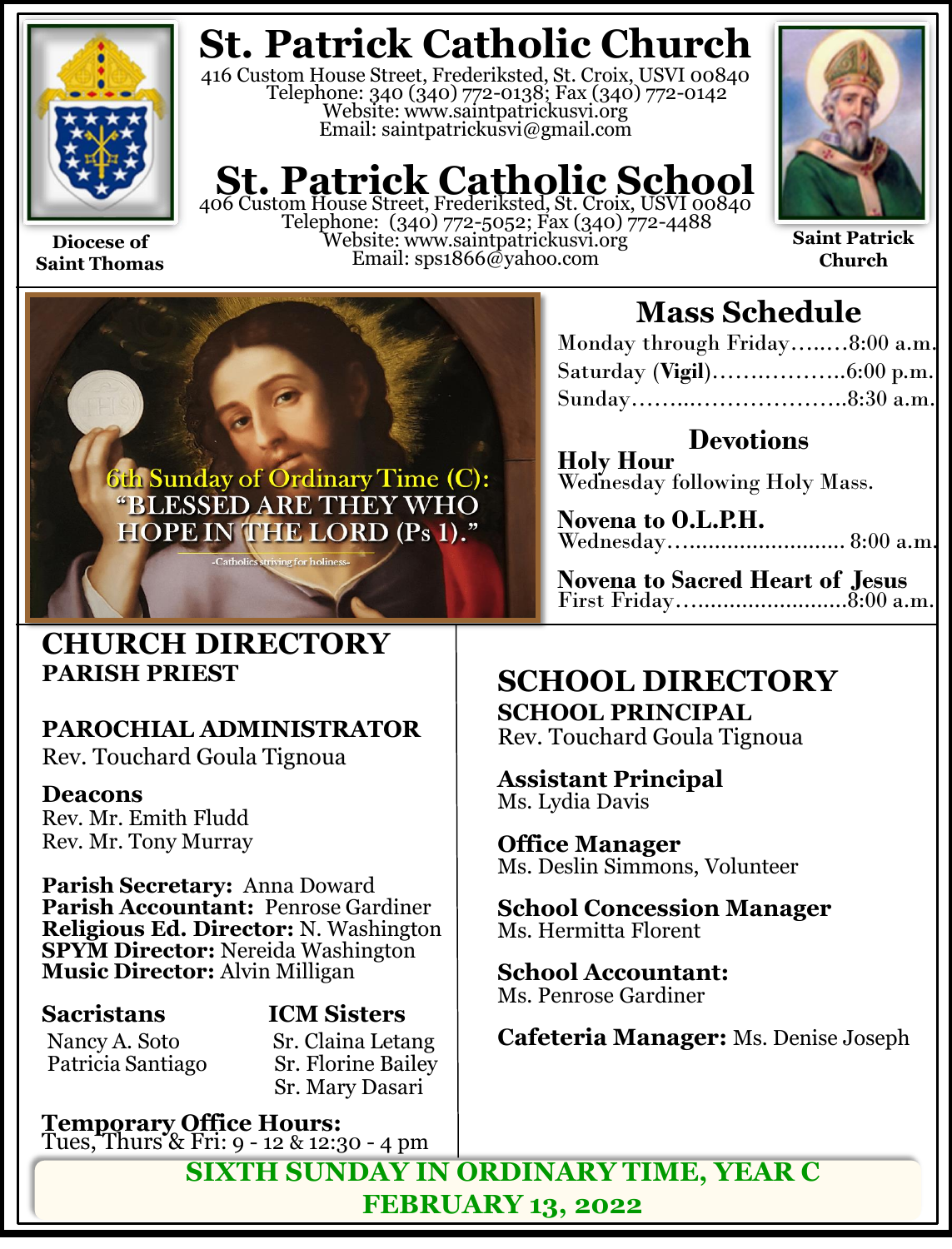Diocese of Saint Thomas

# St. Patrick Catholic Church

416 Custom House Street, Frederiksted, St. Croix, USVI 00840
Telephone: 340 (340) 772-0138; Fax (340) 772-0142
Website: www.saintpatrickusvi.org
Email: saintpatrickusvi@gmail.com

# St. Patrick Catholic School

406 Custom House Street, Frederiksted, St. Croix, USVI 00840
Telephone: (340) 772-5052; Fax (340) 772-4488
Website: www.saintpatrickusvi.org
Email: sps1866@yahoo.com

Saint Patrick Church

6th Sunday of Ordinary Time (C):
"BLESSED ARE THEY WHO HOPE IN THE LORD (Ps 1)."

-Catholics striving for holiness-

## Mass Schedule

Monday through Friday……..8:00 a.m.
Saturday (**Vigil**)………………..6:00 p.m.
Sunday………..………………..8:30 a.m.

### Devotions

**Holy Hour**
Wednesday following Holy Mass.

**Novena to O.L.P.H.**
Wednesday………………………. 8:00 a.m.

**Novena to Sacred Heart of Jesus**
First Friday……………………..8:00 a.m.

## CHURCH DIRECTORY

**PARISH PRIEST**

**PAROCHIAL ADMINISTRATOR**
Rev. Touchard Goula Tignoua

**Deacons**
Rev. Mr. Emith Fludd
Rev. Mr. Tony Murray

**Parish Secretary:** Anna Doward
**Parish Accountant:** Penrose Gardiner
**Religious Ed. Director:** N. Washington
**SPYM Director:** Nereida Washington
**Music Director:** Alvin Milligan

**Sacristans**
Nancy A. Soto
Patricia Santiago

**ICM Sisters**
Sr. Claina Letang
Sr. Florine Bailey
Sr. Mary Dasari

**Temporary Office Hours:**
Tues, Thurs & Fri: 9 - 12 & 12:30 - 4 pm

## SCHOOL DIRECTORY

**SCHOOL PRINCIPAL**
Rev. Touchard Goula Tignoua

**Assistant Principal**
Ms. Lydia Davis

**Office Manager**
Ms. Deslin Simmons, Volunteer

**School Concession Manager**
Ms. Hermitta Florent

**School Accountant:**
Ms. Penrose Gardiner

**Cafeteria Manager:** Ms. Denise Joseph

**SIXTH SUNDAY IN ORDINARY TIME, YEAR C**
**FEBRUARY 13, 2022**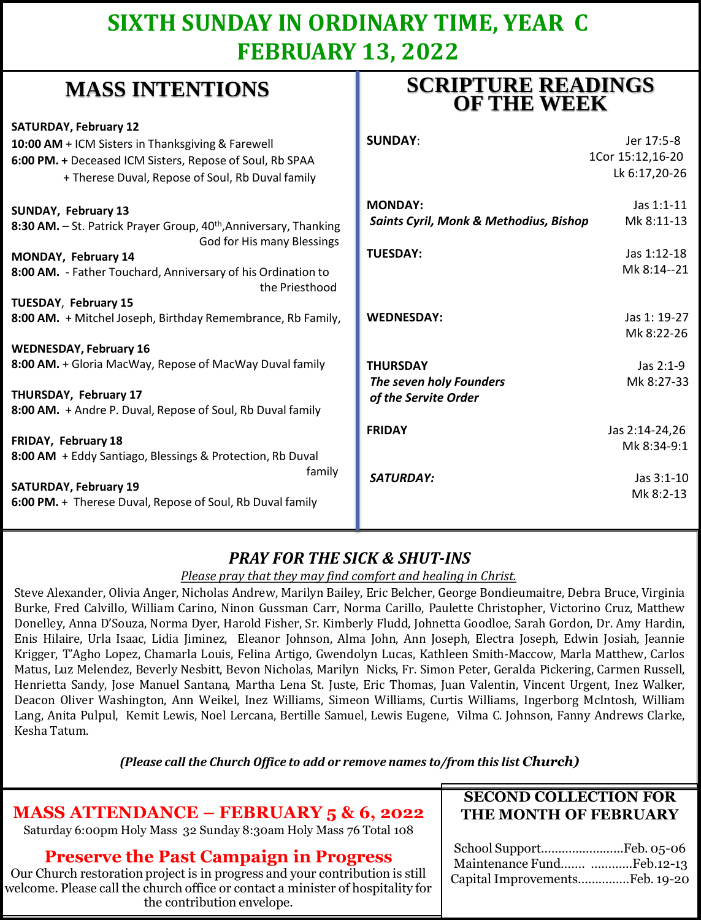# SIXTH SUNDAY IN ORDINARY TIME, YEAR C
# FEBRUARY 13, 2022

## MASS INTENTIONS

**SATURDAY, February 12**
**10:00 AM** + ICM Sisters in Thanksgiving & Farewell
**6:00 PM. +** Deceased ICM Sisters, Repose of Soul, Rb SPAA
+ Therese Duval, Repose of Soul, Rb Duval family

**SUNDAY, February 13**
**8:30 AM.** – St. Patrick Prayer Group, 40th, Anniversary, Thanking God for His many Blessings

**MONDAY, February 14**
**8:00 AM.** - Father Touchard, Anniversary of his Ordination to the Priesthood

**TUESDAY, February 15**
**8:00 AM.** + Mitchel Joseph, Birthday Remembrance, Rb Family,

**WEDNESDAY, February 16**
**8:00 AM.** + Gloria MacWay, Repose of MacWay Duval family

**THURSDAY, February 17**
**8:00 AM.** + Andre P. Duval, Repose of Soul, Rb Duval family

**FRIDAY, February 18**
**8:00 AM** + Eddy Santiago, Blessings & Protection, Rb Duval family

**SATURDAY, February 19**
**6:00 PM.** + Therese Duval, Repose of Soul, Rb Duval family

## SCRIPTURE READINGS OF THE WEEK

| | |
|---|---|
| **SUNDAY**: | Jer 17:5-8<br>1Cor 15:12,16-20<br>Lk 6:17,20-26 |
| **MONDAY:**<br>***Saints Cyril, Monk & Methodius, Bishop*** | Jas 1:1-11<br>Mk 8:11-13 |
| **TUESDAY:** | Jas 1:12-18<br>Mk 8:14--21 |
| **WEDNESDAY:** | Jas 1: 19-27<br>Mk 8:22-26 |
| **THURSDAY**<br>***The seven holy Founders of the Servite Order*** | Jas 2:1-9<br>Mk 8:27-33 |
| **FRIDAY** | Jas 2:14-24,26<br>Mk 8:34-9:1 |
| ***SATURDAY:*** | Jas 3:1-10<br>Mk 8:2-13 |

## *PRAY FOR THE SICK & SHUT-INS*

*Please pray that they may find comfort and healing in Christ.*

Steve Alexander, Olivia Anger, Nicholas Andrew, Marilyn Bailey, Eric Belcher, George Bondieumaitre, Debra Bruce, Virginia Burke, Fred Calvillo, William Carino, Ninon Gussman Carr, Norma Carillo, Paulette Christopher, Victorino Cruz, Matthew Donelley, Anna D'Souza, Norma Dyer, Harold Fisher, Sr. Kimberly Fludd, Johnetta Goodloe, Sarah Gordon, Dr. Amy Hardin, Enis Hilaire, Urla Isaac, Lidia Jiminez, Eleanor Johnson, Alma John, Ann Joseph, Electra Joseph, Edwin Josiah, Jeannie Krigger, T'Agho Lopez, Chamarla Louis, Felina Artigo, Gwendolyn Lucas, Kathleen Smith-Maccow, Marla Matthew, Carlos Matus, Luz Melendez, Beverly Nesbitt, Bevon Nicholas, Marilyn Nicks, Fr. Simon Peter, Geralda Pickering, Carmen Russell, Henrietta Sandy, Jose Manuel Santana, Martha Lena St. Juste, Eric Thomas, Juan Valentin, Vincent Urgent, Inez Walker, Deacon Oliver Washington, Ann Weikel, Inez Williams, Simeon Williams, Curtis Williams, Ingerborg McIntosh, William Lang, Anita Pulpul, Kemit Lewis, Noel Lercana, Bertille Samuel, Lewis Eugene, Vilma C. Johnson, Fanny Andrews Clarke, Kesha Tatum.

***(Please call the Church Office to add or remove names to/from this list Church)***

## MASS ATTENDANCE – FEBRUARY 5 & 6, 2022

Saturday 6:00pm Holy Mass 32 Sunday 8:30am Holy Mass 76 Total 108

## Preserve the Past Campaign in Progress

Our Church restoration project is in progress and your contribution is still welcome. Please call the church office or contact a minister of hospitality for the contribution envelope.

## SECOND COLLECTION FOR THE MONTH OF FEBRUARY

School Support........................Feb. 05-06
Maintenance Fund....... ............Feb.12-13
Capital Improvements...............Feb. 19-20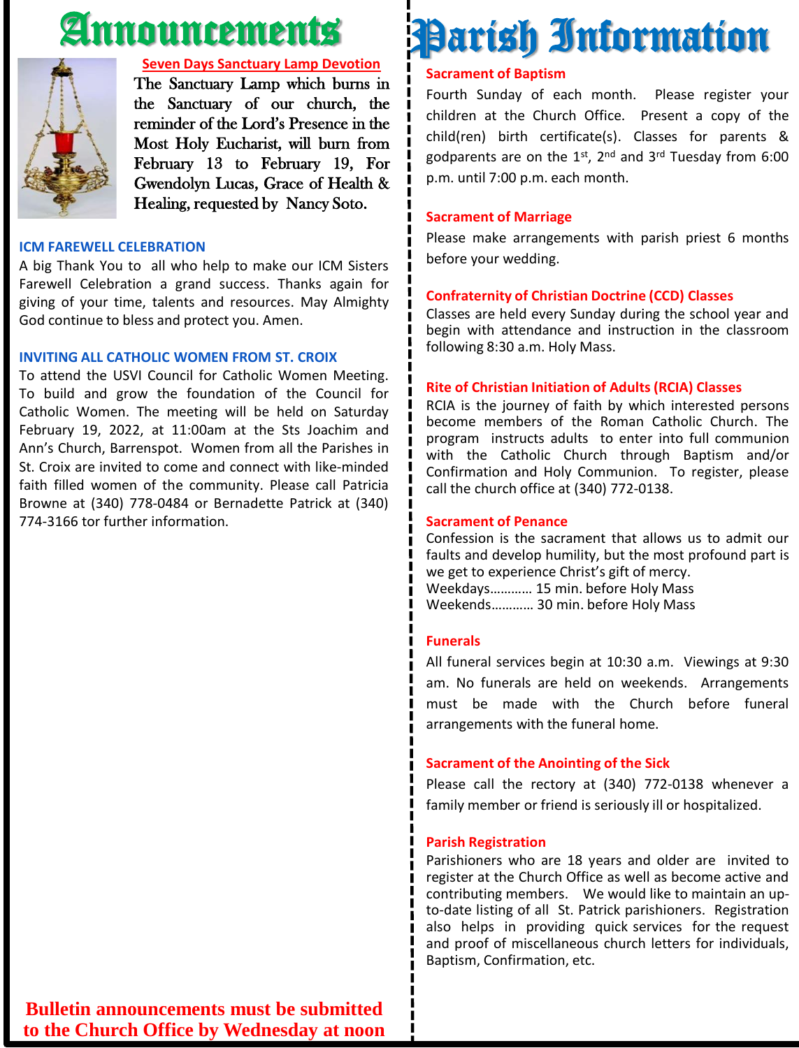# Announcements

**Seven Days Sanctuary Lamp Devotion**

The Sanctuary Lamp which burns in the Sanctuary of our church, the reminder of the Lord's Presence in the Most Holy Eucharist, will burn from February 13 to February 19, For Gwendolyn Lucas, Grace of Health & Healing, requested by Nancy Soto.

### ICM FAREWELL CELEBRATION

A big Thank You to all who help to make our ICM Sisters Farewell Celebration a grand success. Thanks again for giving of your time, talents and resources. May Almighty God continue to bless and protect you. Amen.

### INVITING ALL CATHOLIC WOMEN FROM ST. CROIX

To attend the USVI Council for Catholic Women Meeting. To build and grow the foundation of the Council for Catholic Women. The meeting will be held on Saturday February 19, 2022, at 11:00am at the Sts Joachim and Ann's Church, Barrenspot. Women from all the Parishes in St. Croix are invited to come and connect with like-minded faith filled women of the community. Please call Patricia Browne at (340) 778-0484 or Bernadette Patrick at (340) 774-3166 tor further information.

**Bulletin announcements must be submitted to the Church Office by Wednesday at noon**

# Parish Information

### Sacrament of Baptism

Fourth Sunday of each month. Please register your children at the Church Office. Present a copy of the child(ren) birth certificate(s). Classes for parents & godparents are on the 1st, 2nd and 3rd Tuesday from 6:00 p.m. until 7:00 p.m. each month.

### Sacrament of Marriage

Please make arrangements with parish priest 6 months before your wedding.

### Confraternity of Christian Doctrine (CCD) Classes

Classes are held every Sunday during the school year and begin with attendance and instruction in the classroom following 8:30 a.m. Holy Mass.

### Rite of Christian Initiation of Adults (RCIA) Classes

RCIA is the journey of faith by which interested persons become members of the Roman Catholic Church. The program instructs adults to enter into full communion with the Catholic Church through Baptism and/or Confirmation and Holy Communion. To register, please call the church office at (340) 772-0138.

### Sacrament of Penance

Confession is the sacrament that allows us to admit our faults and develop humility, but the most profound part is we get to experience Christ's gift of mercy.

Weekdays………… 15 min. before Holy Mass
Weekends………… 30 min. before Holy Mass

### Funerals

All funeral services begin at 10:30 a.m. Viewings at 9:30 am. No funerals are held on weekends. Arrangements must be made with the Church before funeral arrangements with the funeral home.

### Sacrament of the Anointing of the Sick

Please call the rectory at (340) 772-0138 whenever a family member or friend is seriously ill or hospitalized.

### Parish Registration

Parishioners who are 18 years and older are invited to register at the Church Office as well as become active and contributing members. We would like to maintain an up-to-date listing of all St. Patrick parishioners. Registration also helps in providing quick services for the request and proof of miscellaneous church letters for individuals, Baptism, Confirmation, etc.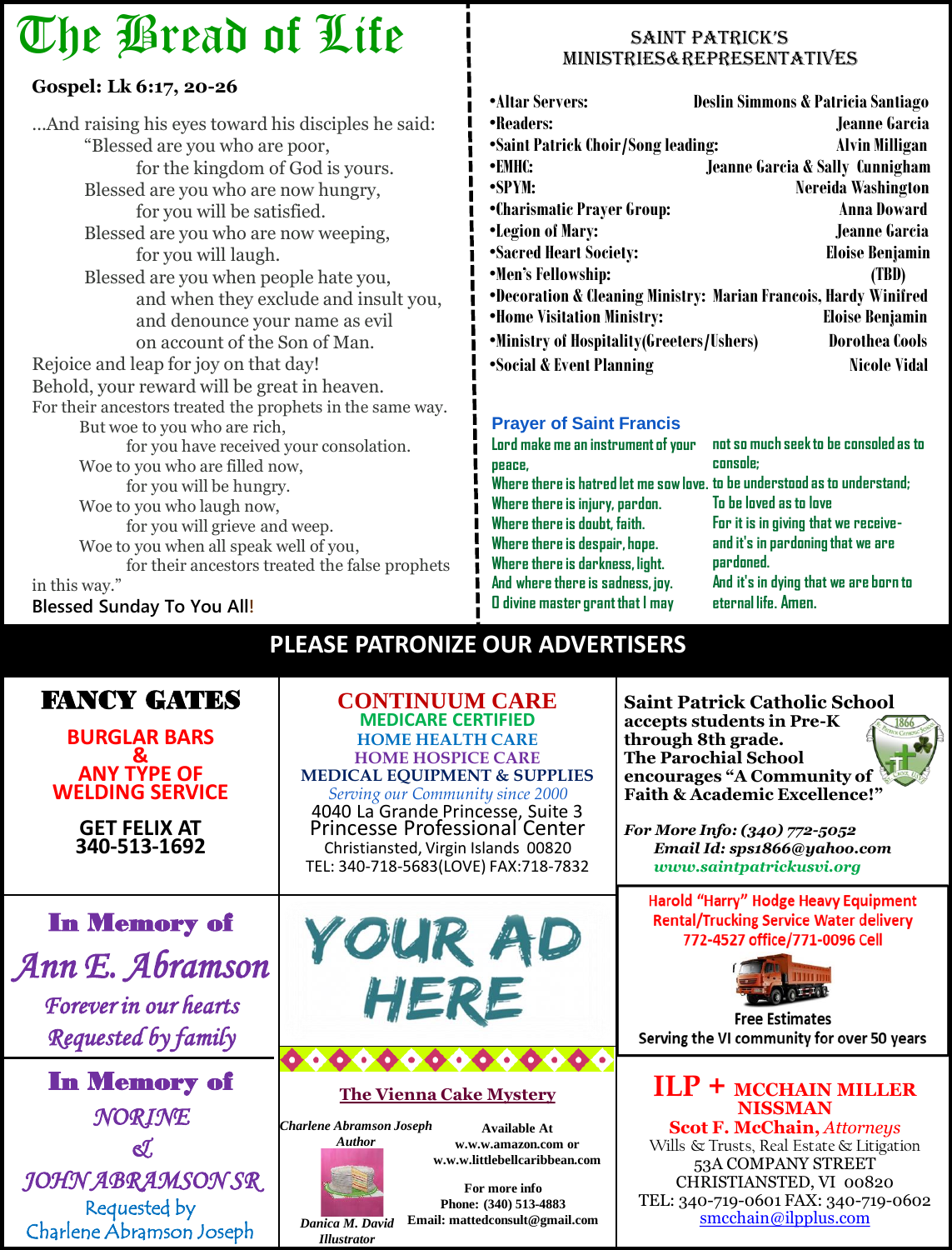# The Bread of Life

**Gospel: Lk 6:17, 20-26**

…And raising his eyes toward his disciples he said:
"Blessed are you who are poor,
for the kingdom of God is yours.
Blessed are you who are now hungry,
for you will be satisfied.
Blessed are you who are now weeping,
for you will laugh.
Blessed are you when people hate you,
and when they exclude and insult you,
and denounce your name as evil
on account of the Son of Man.
Rejoice and leap for joy on that day!
Behold, your reward will be great in heaven.
For their ancestors treated the prophets in the same way.
But woe to you who are rich,
for you have received your consolation.
Woe to you who are filled now,
for you will be hungry.
Woe to you who laugh now,
for you will grieve and weep.
Woe to you when all speak well of you,
for their ancestors treated the false prophets
in this way."

**Blessed Sunday To You All!**

## SAINT PATRICK'S MINISTRIES & REPRESENTATIVES

- **Altar Servers:** Deslin Simmons & Patricia Santiago
- **Readers:** Jeanne Garcia
- **Saint Patrick Choir/Song leading:** Alvin Milligan
- **EMHC:** Jeanne Garcia & Sally Cunnigham
- **SPYM:** Nereida Washington
- **Charismatic Prayer Group:** Anna Doward
- **Legion of Mary:** Jeanne Garcia
- **Sacred Heart Society:** Eloise Benjamin
- **Men's Fellowship:** (TBD)
- **Decoration & Cleaning Ministry:** Marian Francois, Hardy Winifred
- **Home Visitation Ministry:** Eloise Benjamin
- **Ministry of Hospitality(Greeters/Ushers)** Dorothea Cools
- **Social & Event Planning** Nicole Vidal

### Prayer of Saint Francis

Lord make me an instrument of your peace,
Where there is hatred let me sow love.
Where there is injury, pardon.
Where there is doubt, faith.
Where there is despair, hope.
Where there is darkness, light.
And where there is sadness, joy.
O divine master grant that I may
not so much seek to be consoled as to console;
to be understood as to understand;
To be loved as to love
For it is in giving that we receive-
and it's in pardoning that we are pardoned.
And it's in dying that we are born to eternal life. Amen.

## PLEASE PATRONIZE OUR ADVERTISERS

**FANCY GATES**
BURGLAR BARS & ANY TYPE OF WELDING SERVICE
GET FELIX AT 340-513-1692

**CONTINUUM CARE**
MEDICARE CERTIFIED
HOME HEALTH CARE
HOME HOSPICE CARE
MEDICAL EQUIPMENT & SUPPLIES
*Serving our Community since 2000*
4040 La Grande Princesse, Suite 3
Princesse Professional Center
Christiansted, Virgin Islands 00820
TEL: 340-718-5683(LOVE) FAX:718-7832

**Saint Patrick Catholic School** accepts students in Pre-K through 8th grade. The Parochial School encourages "A Community of Faith & Academic Excellence!"
*For More Info: (340) 772-5052*
*Email Id: sps1866@yahoo.com*
*www.saintpatrickusvi.org*

**In Memory of**
*Ann E. Abramson*
*Forever in our hearts*
*Requested by family*

YOUR AD HERE

Harold "Harry" Hodge Heavy Equipment Rental/Trucking Service Water delivery
772-4527 office/771-0096 Cell
Free Estimates
Serving the VI community for over 50 years

**In Memory of**
*NORINE & JOHN ABRAMSON SR*
Requested by Charlene Abramson Joseph

**The Vienna Cake Mystery**
*Charlene Abramson Joseph* Author
*Danica M. David* Illustrator
Available At w.w.w.amazon.com or w.w.w.littlebellcaribbean.com
For more info
Phone: (340) 513-4883
Email: mattedconsult@gmail.com

**ILP + MCCHAIN MILLER NISSMAN**
**Scot F. McChain,** *Attorneys*
Wills & Trusts, Real Estate & Litigation
53A COMPANY STREET
CHRISTIANSTED, VI 00820
TEL: 340-719-0601 FAX: 340-719-0602
smcchain@ilpplus.com